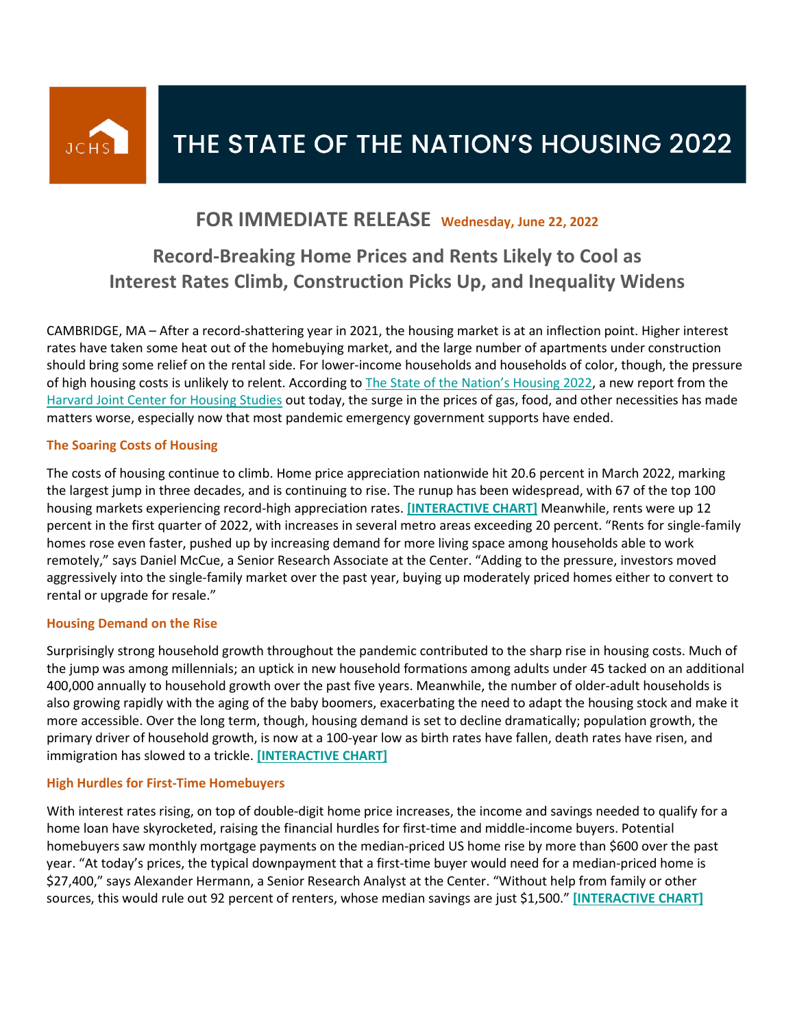JCHS

# THE STATE OF THE NATION'S HOUSING 2022

## FOR IMMEDIATE RELEASE Wednesday, June 22, 2022

## Record-Breaking Home Prices and Rents Likely to Cool as Interest Rates Climb, Construction Picks Up, and Inequality Widens

CAMBRIDGE, MA – After a record-shattering year in 2021, the housing market is at an inflection point. Higher interest rates have taken some heat out of the homebuying market, and the large number of apartments under construction should bring some relief on the rental side. For lower-income households and households of color, though, the pressure of high housing costs is unlikely to relent. According to The State of the Nation's Housing 2022, a new report from the Harvard Joint Center for Housing Studies out today, the surge in the prices of gas, food, and other necessities has made matters worse, especially now that most pandemic emergency government supports have ended.

### The Soaring Costs of Housing

The costs of housing continue to climb. Home price appreciation nationwide hit 20.6 percent in March 2022, marking the largest jump in three decades, and is continuing to rise. The runup has been widespread, with 67 of the top 100 housing markets experiencing record-high appreciation rates. **[INTERACTIVE CHART]** Meanwhile, rents were up 12 percent in the first quarter of 2022, with increases in several metro areas exceeding 20 percent. "Rents for single-family homes rose even faster, pushed up by increasing demand for more living space among households able to work remotely," says Daniel McCue, a Senior Research Associate at the Center. "Adding to the pressure, investors moved aggressively into the single-family market over the past year, buying up moderately priced homes either to convert to rental or upgrade for resale."

### Housing Demand on the Rise

Surprisingly strong household growth throughout the pandemic contributed to the sharp rise in housing costs. Much of the jump was among millennials; an uptick in new household formations among adults under 45 tacked on an additional 400,000 annually to household growth over the past five years. Meanwhile, the number of older-adult households is also growing rapidly with the aging of the baby boomers, exacerbating the need to adapt the housing stock and make it more accessible. Over the long term, though, housing demand is set to decline dramatically; population growth, the primary driver of household growth, is now at a 100-year low as birth rates have fallen, death rates have risen, and immigration has slowed to a trickle. **[INTERACTIVE CHART]**

### High Hurdles for First-Time Homebuyers

With interest rates rising, on top of double-digit home price increases, the income and savings needed to qualify for a home loan have skyrocketed, raising the financial hurdles for first-time and middle-income buyers. Potential homebuyers saw monthly mortgage payments on the median-priced US home rise by more than $600 over the past year. "At today's prices, the typical downpayment that a first-time buyer would need for a median-priced home is $27,400," says Alexander Hermann, a Senior Research Analyst at the Center. "Without help from family or other sources, this would rule out 92 percent of renters, whose median savings are just $1,500." **[INTERACTIVE CHART]**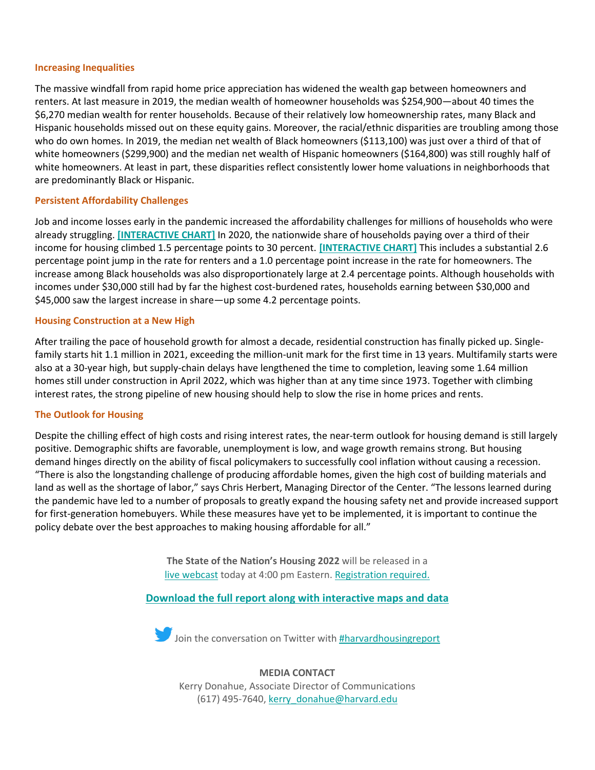## Increasing Inequalities

The massive windfall from rapid home price appreciation has widened the wealth gap between homeowners and renters. At last measure in 2019, the median wealth of homeowner households was $254,900—about 40 times the $6,270 median wealth for renter households. Because of their relatively low homeownership rates, many Black and Hispanic households missed out on these equity gains. Moreover, the racial/ethnic disparities are troubling among those who do own homes. In 2019, the median net wealth of Black homeowners ($113,100) was just over a third of that of white homeowners ($299,900) and the median net wealth of Hispanic homeowners ($164,800) was still roughly half of white homeowners. At least in part, these disparities reflect consistently lower home valuations in neighborhoods that are predominantly Black or Hispanic.

## Persistent Affordability Challenges

Job and income losses early in the pandemic increased the affordability challenges for millions of households who were already struggling. **[INTERACTIVE CHART]** In 2020, the nationwide share of households paying over a third of their income for housing climbed 1.5 percentage points to 30 percent. **[INTERACTIVE CHART]** This includes a substantial 2.6 percentage point jump in the rate for renters and a 1.0 percentage point increase in the rate for homeowners. The increase among Black households was also disproportionately large at 2.4 percentage points. Although households with incomes under $30,000 still had by far the highest cost-burdened rates, households earning between $30,000 and $45,000 saw the largest increase in share—up some 4.2 percentage points.

## Housing Construction at a New High

After trailing the pace of household growth for almost a decade, residential construction has finally picked up. Single-family starts hit 1.1 million in 2021, exceeding the million-unit mark for the first time in 13 years. Multifamily starts were also at a 30-year high, but supply-chain delays have lengthened the time to completion, leaving some 1.64 million homes still under construction in April 2022, which was higher than at any time since 1973. Together with climbing interest rates, the strong pipeline of new housing should help to slow the rise in home prices and rents.

## The Outlook for Housing

Despite the chilling effect of high costs and rising interest rates, the near-term outlook for housing demand is still largely positive. Demographic shifts are favorable, unemployment is low, and wage growth remains strong. But housing demand hinges directly on the ability of fiscal policymakers to successfully cool inflation without causing a recession. "There is also the longstanding challenge of producing affordable homes, given the high cost of building materials and land as well as the shortage of labor," says Chris Herbert, Managing Director of the Center. "The lessons learned during the pandemic have led to a number of proposals to greatly expand the housing safety net and provide increased support for first-generation homebuyers. While these measures have yet to be implemented, it is important to continue the policy debate over the best approaches to making housing affordable for all."

**The State of the Nation's Housing 2022** will be released in a live webcast today at 4:00 pm Eastern. Registration required.

**Download the full report along with interactive maps and data**

Join the conversation on Twitter with #harvardhousingreport

**MEDIA CONTACT**

Kerry Donahue, Associate Director of Communications

(617) 495-7640, kerry_donahue@harvard.edu